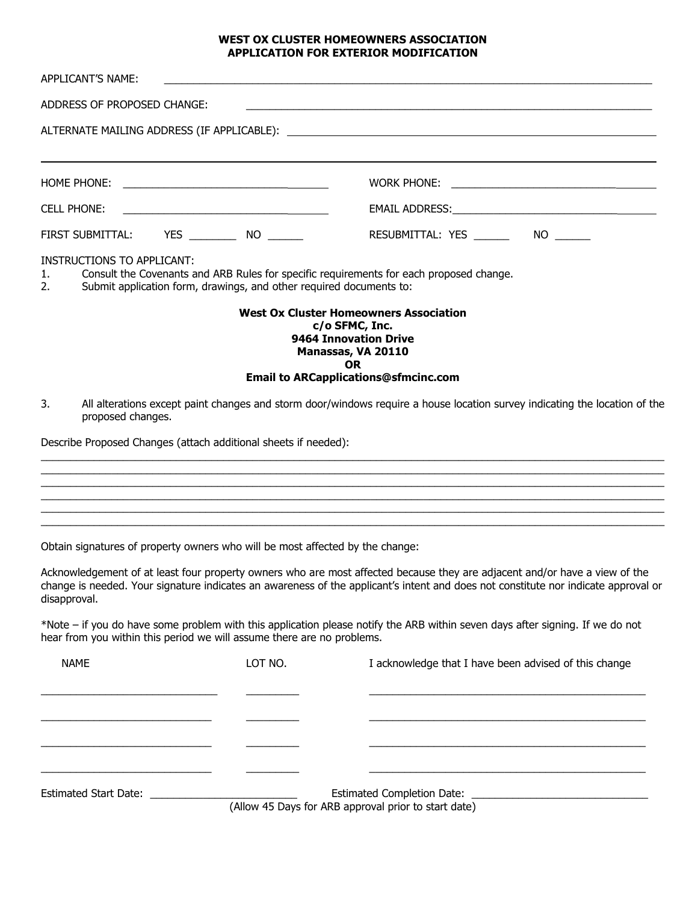# WEST OX CLUSTER HOMEOWNERS ASSOCIATION
## APPLICATION FOR EXTERIOR MODIFICATION

APPLICANT'S NAME: ______________________________________________

ADDRESS OF PROPOSED CHANGE: ______________________________________________

ALTERNATE MAILING ADDRESS (IF APPLICABLE): ______________________________________________

______________________________________________

HOME PHONE: ______________________________ WORK PHONE: ______________________________

CELL PHONE: ______________________________ EMAIL ADDRESS: ______________________________

FIRST SUBMITTAL: YES ________ NO ______ RESUBMITTAL: YES ______ NO ______

INSTRUCTIONS TO APPLICANT:

1. Consult the Covenants and ARB Rules for specific requirements for each proposed change.
2. Submit application form, drawings, and other required documents to:

**West Ox Cluster Homeowners Association**
**c/o SFMC, Inc.**
**9464 Innovation Drive**
**Manassas, VA 20110**
**OR**
**Email to ARCapplications@sfmcinc.com**

3. All alterations except paint changes and storm door/windows require a house location survey indicating the location of the proposed changes.

Describe Proposed Changes (attach additional sheets if needed):

______________________________________________
______________________________________________
______________________________________________
______________________________________________
______________________________________________
______________________________________________

Obtain signatures of property owners who will be most affected by the change:

Acknowledgement of at least four property owners who are most affected because they are adjacent and/or have a view of the change is needed. Your signature indicates an awareness of the applicant's intent and does not constitute nor indicate approval or disapproval.

*Note – if you do have some problem with this application please notify the ARB within seven days after signing. If we do not hear from you within this period we will assume there are no problems.

| NAME | LOT NO. | I acknowledge that I have been advised of this change |
|---|---|---|
| | | |
| | | |
| | | |
| | | |

Estimated Start Date: ______________________ Estimated Completion Date: ______________________

(Allow 45 Days for ARB approval prior to start date)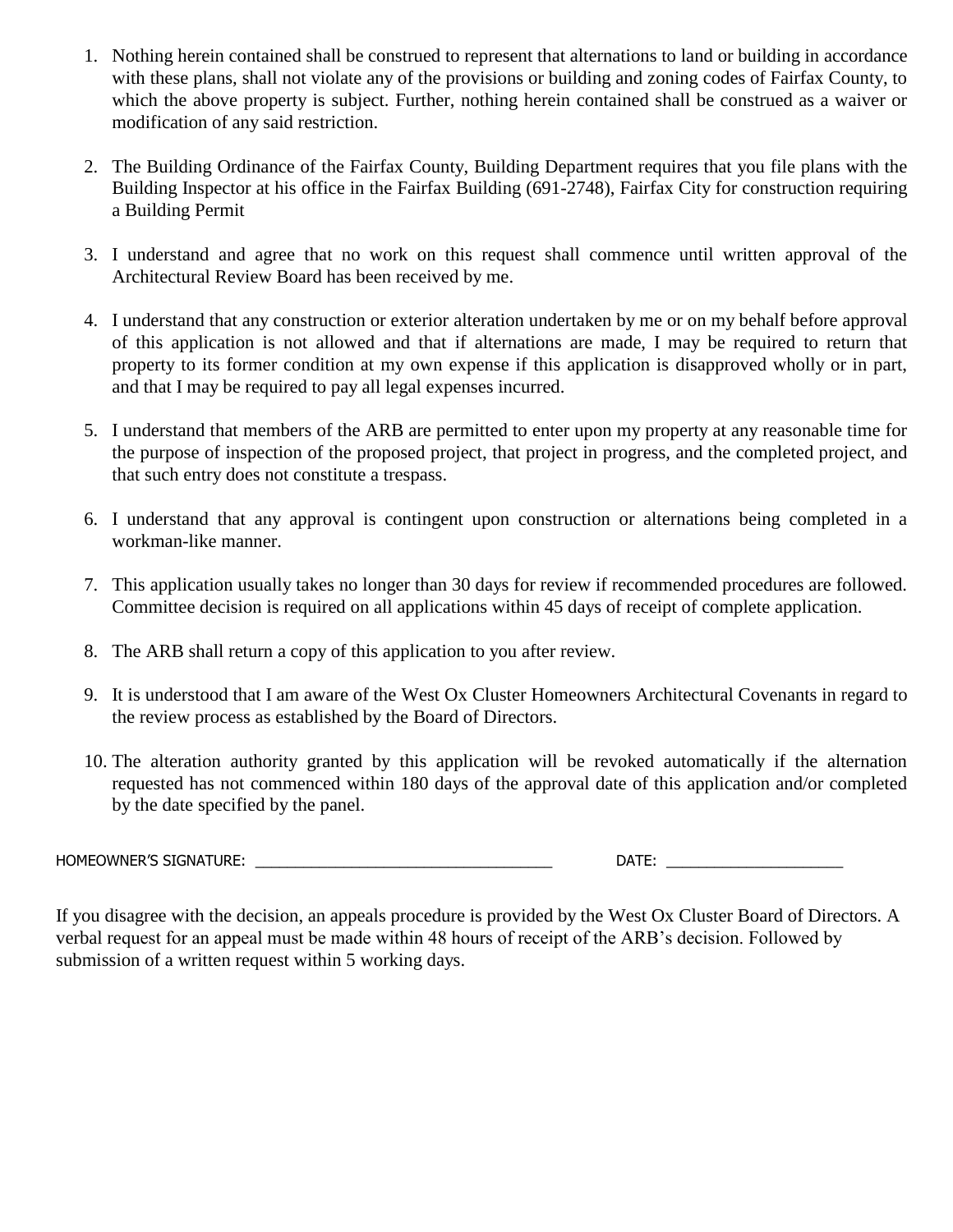1. Nothing herein contained shall be construed to represent that alternations to land or building in accordance with these plans, shall not violate any of the provisions or building and zoning codes of Fairfax County, to which the above property is subject. Further, nothing herein contained shall be construed as a waiver or modification of any said restriction.

2. The Building Ordinance of the Fairfax County, Building Department requires that you file plans with the Building Inspector at his office in the Fairfax Building (691-2748), Fairfax City for construction requiring a Building Permit

3. I understand and agree that no work on this request shall commence until written approval of the Architectural Review Board has been received by me.

4. I understand that any construction or exterior alteration undertaken by me or on my behalf before approval of this application is not allowed and that if alternations are made, I may be required to return that property to its former condition at my own expense if this application is disapproved wholly or in part, and that I may be required to pay all legal expenses incurred.

5. I understand that members of the ARB are permitted to enter upon my property at any reasonable time for the purpose of inspection of the proposed project, that project in progress, and the completed project, and that such entry does not constitute a trespass.

6. I understand that any approval is contingent upon construction or alternations being completed in a workman-like manner.

7. This application usually takes no longer than 30 days for review if recommended procedures are followed. Committee decision is required on all applications within 45 days of receipt of complete application.

8. The ARB shall return a copy of this application to you after review.

9. It is understood that I am aware of the West Ox Cluster Homeowners Architectural Covenants in regard to the review process as established by the Board of Directors.

10. The alteration authority granted by this application will be revoked automatically if the alternation requested has not commenced within 180 days of the approval date of this application and/or completed by the date specified by the panel.

HOMEOWNER'S SIGNATURE: ___________________________________ DATE: _____________________

If you disagree with the decision, an appeals procedure is provided by the West Ox Cluster Board of Directors. A verbal request for an appeal must be made within 48 hours of receipt of the ARB's decision. Followed by submission of a written request within 5 working days.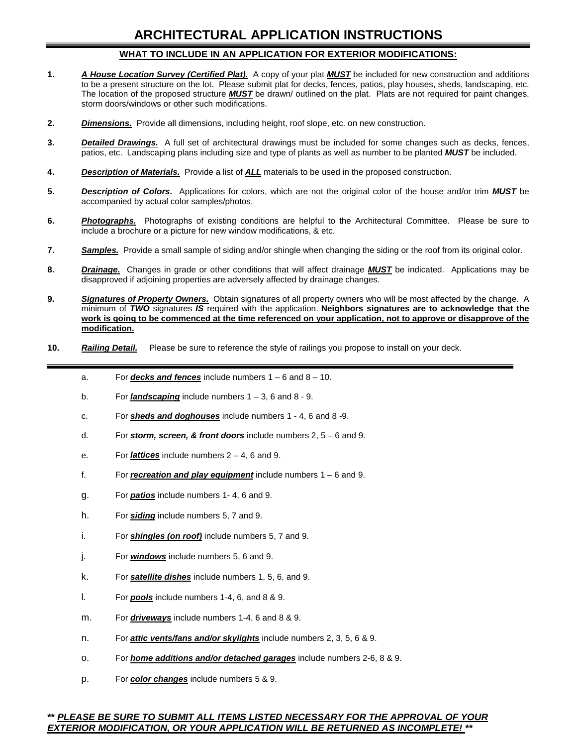# ARCHITECTURAL APPLICATION INSTRUCTIONS

## WHAT TO INCLUDE IN AN APPLICATION FOR EXTERIOR MODIFICATIONS:

1. ***A House Location Survey (Certified Plat).*** A copy of your plat ***MUST*** be included for new construction and additions to be a present structure on the lot. Please submit plat for decks, fences, patios, play houses, sheds, landscaping, etc. The location of the proposed structure ***MUST*** be drawn/ outlined on the plat. Plats are not required for paint changes, storm doors/windows or other such modifications.

2. ***Dimensions.*** Provide all dimensions, including height, roof slope, etc. on new construction.

3. ***Detailed Drawings.*** A full set of architectural drawings must be included for some changes such as decks, fences, patios, etc. Landscaping plans including size and type of plants as well as number to be planted ***MUST*** be included.

4. ***Description of Materials.*** Provide a list of ***ALL*** materials to be used in the proposed construction.

5. ***Description of Colors.*** Applications for colors, which are not the original color of the house and/or trim ***MUST*** be accompanied by actual color samples/photos.

6. ***Photographs.*** Photographs of existing conditions are helpful to the Architectural Committee. Please be sure to include a brochure or a picture for new window modifications, & etc.

7. ***Samples.*** Provide a small sample of siding and/or shingle when changing the siding or the roof from its original color.

8. ***Drainage.*** Changes in grade or other conditions that will affect drainage ***MUST*** be indicated. Applications may be disapproved if adjoining properties are adversely affected by drainage changes.

9. ***Signatures of Property Owners.*** Obtain signatures of all property owners who will be most affected by the change. A minimum of ***TWO*** signatures ***IS*** required with the application. **Neighbors signatures are to acknowledge that the work is going to be commenced at the time referenced on your application, not to approve or disapprove of the modification.**

10. ***Railing Detail.*** Please be sure to reference the style of railings you propose to install on your deck.

---

a. For ***decks and fences*** include numbers 1 – 6 and 8 – 10.

b. For ***landscaping*** include numbers 1 – 3, 6 and 8 - 9.

c. For ***sheds and doghouses*** include numbers 1 - 4, 6 and 8 -9.

d. For ***storm, screen, & front doors*** include numbers 2, 5 – 6 and 9.

e. For ***lattices*** include numbers 2 – 4, 6 and 9.

f. For ***recreation and play equipment*** include numbers 1 – 6 and 9.

g. For ***patios*** include numbers 1- 4, 6 and 9.

h. For ***siding*** include numbers 5, 7 and 9.

i. For ***shingles (on roof)*** include numbers 5, 7 and 9.

j. For ***windows*** include numbers 5, 6 and 9.

k. For ***satellite dishes*** include numbers 1, 5, 6, and 9.

l. For ***pools*** include numbers 1-4, 6, and 8 & 9.

m. For ***driveways*** include numbers 1-4, 6 and 8 & 9.

n. For ***attic vents/fans and/or skylights*** include numbers 2, 3, 5, 6 & 9.

o. For ***home additions and/or detached garages*** include numbers 2-6, 8 & 9.

p. For ***color changes*** include numbers 5 & 9.

***\*\* PLEASE BE SURE TO SUBMIT ALL ITEMS LISTED NECESSARY FOR THE APPROVAL OF YOUR EXTERIOR MODIFICATION, OR YOUR APPLICATION WILL BE RETURNED AS INCOMPLETE! \*\****